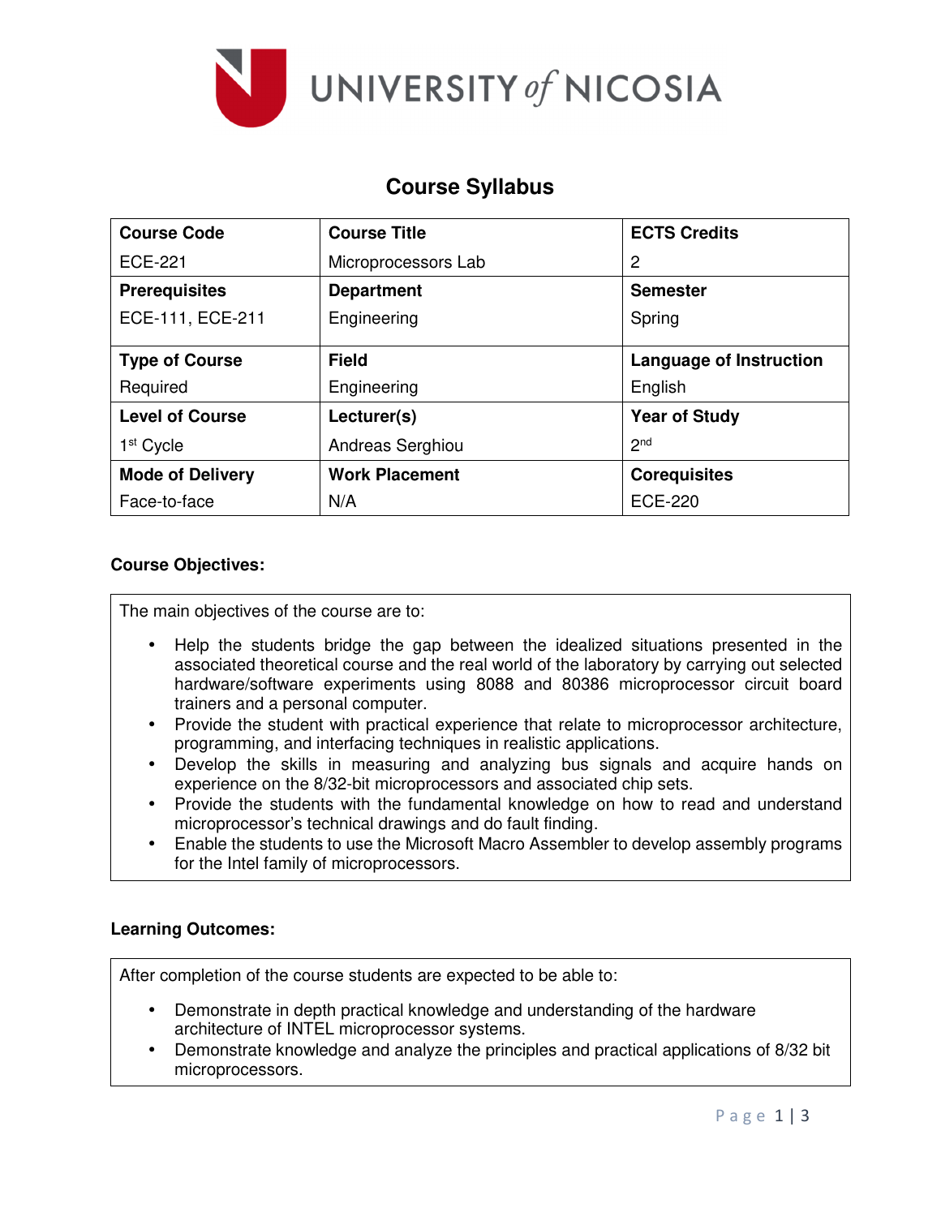UNIVERSITY *of* NICOSIA

# Course Syllabus

| Course Code | Course Title | ECTS Credits |
|---|---|---|
| ECE-221 | Microprocessors Lab | 2 |
| **Prerequisites** | **Department** | **Semester** |
| ECE-111, ECE-211 | Engineering | Spring |
| **Type of Course** | **Field** | **Language of Instruction** |
| Required | Engineering | English |
| **Level of Course** | **Lecturer(s)** | **Year of Study** |
| 1st Cycle | Andreas Serghiou | 2nd |
| **Mode of Delivery** | **Work Placement** | **Corequisites** |
| Face-to-face | N/A | ECE-220 |

### Course Objectives:

The main objectives of the course are to:

- Help the students bridge the gap between the idealized situations presented in the associated theoretical course and the real world of the laboratory by carrying out selected hardware/software experiments using 8088 and 80386 microprocessor circuit board trainers and a personal computer.
- Provide the student with practical experience that relate to microprocessor architecture, programming, and interfacing techniques in realistic applications.
- Develop the skills in measuring and analyzing bus signals and acquire hands on experience on the 8/32-bit microprocessors and associated chip sets.
- Provide the students with the fundamental knowledge on how to read and understand microprocessor's technical drawings and do fault finding.
- Enable the students to use the Microsoft Macro Assembler to develop assembly programs for the Intel family of microprocessors.

### Learning Outcomes:

After completion of the course students are expected to be able to:

- Demonstrate in depth practical knowledge and understanding of the hardware architecture of INTEL microprocessor systems.
- Demonstrate knowledge and analyze the principles and practical applications of 8/32 bit microprocessors.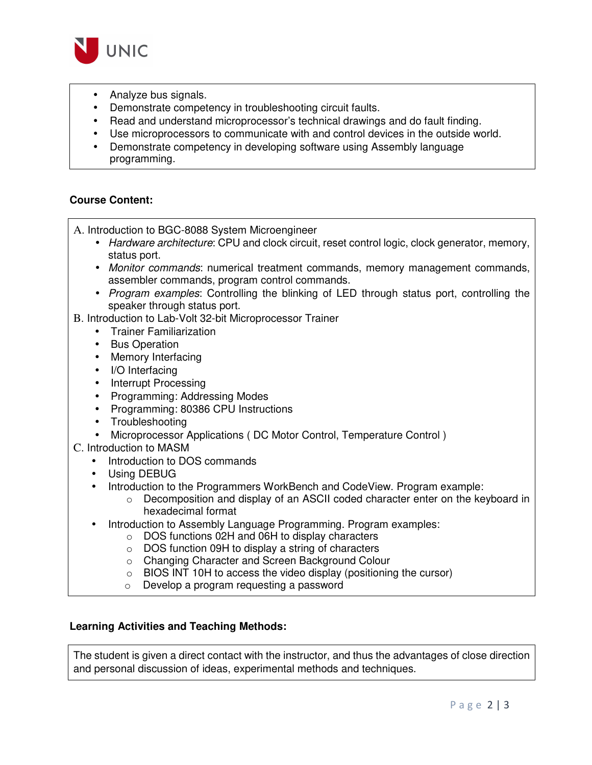- Analyze bus signals.
- Demonstrate competency in troubleshooting circuit faults.
- Read and understand microprocessor's technical drawings and do fault finding.
- Use microprocessors to communicate with and control devices in the outside world.
- Demonstrate competency in developing software using Assembly language programming.

**Course Content:**

A. Introduction to BGC-8088 System Microengineer
- *Hardware architecture*: CPU and clock circuit, reset control logic, clock generator, memory, status port.
- *Monitor commands*: numerical treatment commands, memory management commands, assembler commands, program control commands.
- *Program examples*: Controlling the blinking of LED through status port, controlling the speaker through status port.

B. Introduction to Lab-Volt 32-bit Microprocessor Trainer
- Trainer Familiarization
- Bus Operation
- Memory Interfacing
- I/O Interfacing
- Interrupt Processing
- Programming: Addressing Modes
- Programming: 80386 CPU Instructions
- Troubleshooting
- Microprocessor Applications ( DC Motor Control, Temperature Control )

C. Introduction to MASM
- Introduction to DOS commands
- Using DEBUG
- Introduction to the Programmers WorkBench and CodeView. Program example:
  - Decomposition and display of an ASCII coded character enter on the keyboard in hexadecimal format
- Introduction to Assembly Language Programming. Program examples:
  - DOS functions 02H and 06H to display characters
  - DOS function 09H to display a string of characters
  - Changing Character and Screen Background Colour
  - BIOS INT 10H to access the video display (positioning the cursor)
  - Develop a program requesting a password

**Learning Activities and Teaching Methods:**

The student is given a direct contact with the instructor, and thus the advantages of close direction and personal discussion of ideas, experimental methods and techniques.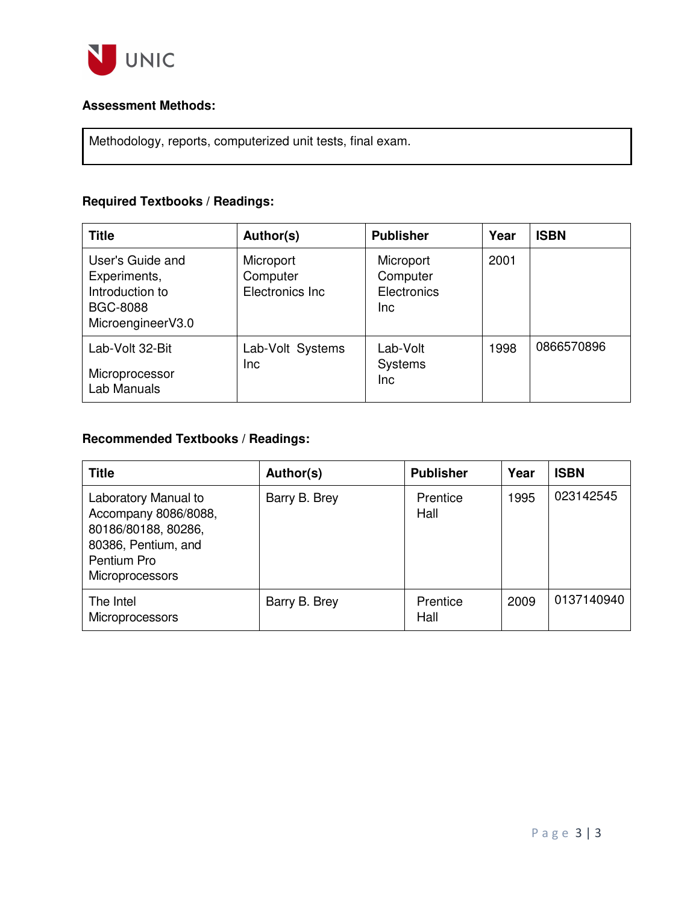**Assessment Methods:**

Methodology, reports, computerized unit tests, final exam.

**Required Textbooks / Readings:**

| Title | Author(s) | Publisher | Year | ISBN |
| --- | --- | --- | --- | --- |
| User's Guide and Experiments, Introduction to BGC-8088 MicroengineerV3.0 | Microport Computer Electronics Inc | Microport Computer Electronics Inc | 2001 | |
| Lab-Volt 32-Bit Microprocessor Lab Manuals | Lab-Volt Systems Inc | Lab-Volt Systems Inc | 1998 | 0866570896 |

**Recommended Textbooks / Readings:**

| Title | Author(s) | Publisher | Year | ISBN |
| --- | --- | --- | --- | --- |
| Laboratory Manual to Accompany 8086/8088, 80186/80188, 80286, 80386, Pentium, and Pentium Pro Microprocessors | Barry B. Brey | Prentice Hall | 1995 | 023142545 |
| The Intel Microprocessors | Barry B. Brey | Prentice Hall | 2009 | 0137140940 |